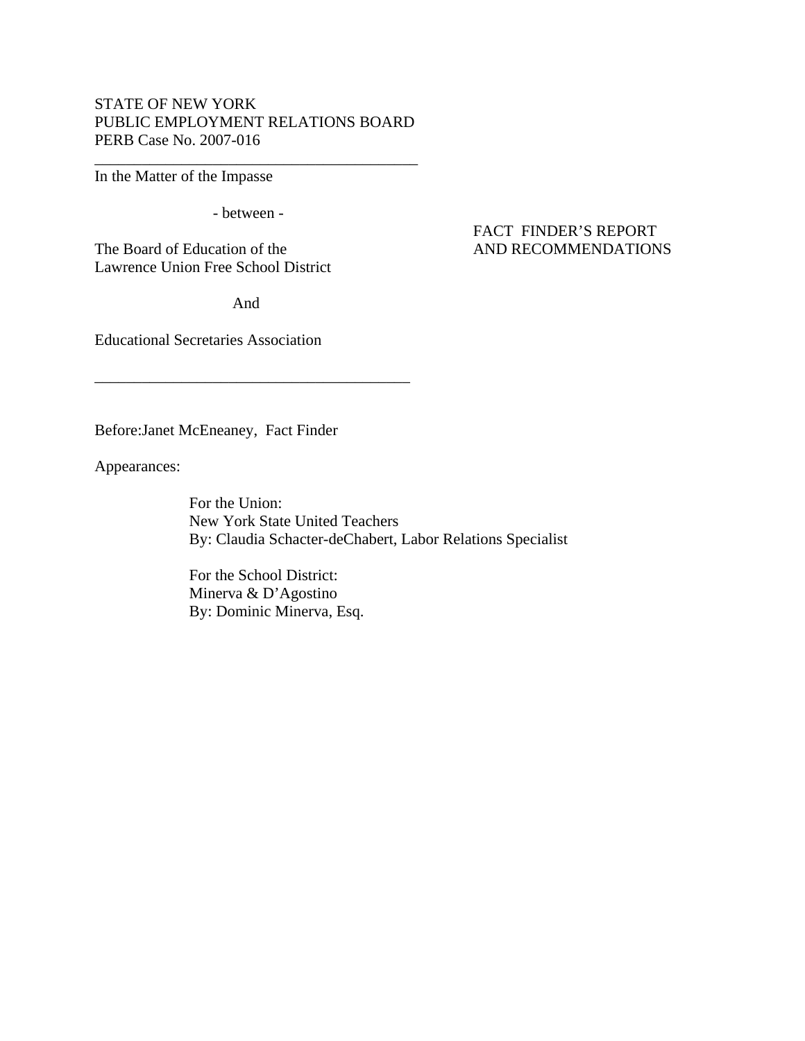STATE OF NEW YORK
PUBLIC EMPLOYMENT RELATIONS BOARD
PERB Case No. 2007-016

---

In the Matter of the Impasse

- between -

The Board of Education of the
Lawrence Union Free School District

And

Educational Secretaries Association

---

**FACT FINDER'S REPORT AND RECOMMENDATIONS**

Before: Janet McEneaney, Fact Finder

Appearances:

For the Union:
New York State United Teachers
By: Claudia Schacter-deChabert, Labor Relations Specialist

For the School District:
Minerva & D'Agostino
By: Dominic Minerva, Esq.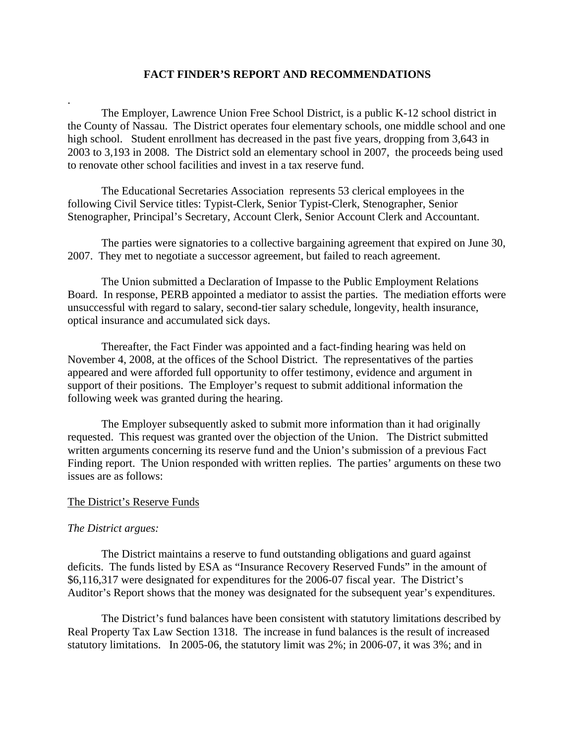# FACT FINDER'S REPORT AND RECOMMENDATIONS

.

The Employer, Lawrence Union Free School District, is a public K-12 school district in the County of Nassau. The District operates four elementary schools, one middle school and one high school. Student enrollment has decreased in the past five years, dropping from 3,643 in 2003 to 3,193 in 2008. The District sold an elementary school in 2007, the proceeds being used to renovate other school facilities and invest in a tax reserve fund.

The Educational Secretaries Association represents 53 clerical employees in the following Civil Service titles: Typist-Clerk, Senior Typist-Clerk, Stenographer, Senior Stenographer, Principal's Secretary, Account Clerk, Senior Account Clerk and Accountant.

The parties were signatories to a collective bargaining agreement that expired on June 30, 2007. They met to negotiate a successor agreement, but failed to reach agreement.

The Union submitted a Declaration of Impasse to the Public Employment Relations Board. In response, PERB appointed a mediator to assist the parties. The mediation efforts were unsuccessful with regard to salary, second-tier salary schedule, longevity, health insurance, optical insurance and accumulated sick days.

Thereafter, the Fact Finder was appointed and a fact-finding hearing was held on November 4, 2008, at the offices of the School District. The representatives of the parties appeared and were afforded full opportunity to offer testimony, evidence and argument in support of their positions. The Employer's request to submit additional information the following week was granted during the hearing.

The Employer subsequently asked to submit more information than it had originally requested. This request was granted over the objection of the Union. The District submitted written arguments concerning its reserve fund and the Union's submission of a previous Fact Finding report. The Union responded with written replies. The parties' arguments on these two issues are as follows:

<u>The District's Reserve Funds</u>

*The District argues:*

The District maintains a reserve to fund outstanding obligations and guard against deficits. The funds listed by ESA as "Insurance Recovery Reserved Funds" in the amount of $6,116,317 were designated for expenditures for the 2006-07 fiscal year. The District's Auditor's Report shows that the money was designated for the subsequent year's expenditures.

The District's fund balances have been consistent with statutory limitations described by Real Property Tax Law Section 1318. The increase in fund balances is the result of increased statutory limitations. In 2005-06, the statutory limit was 2%; in 2006-07, it was 3%; and in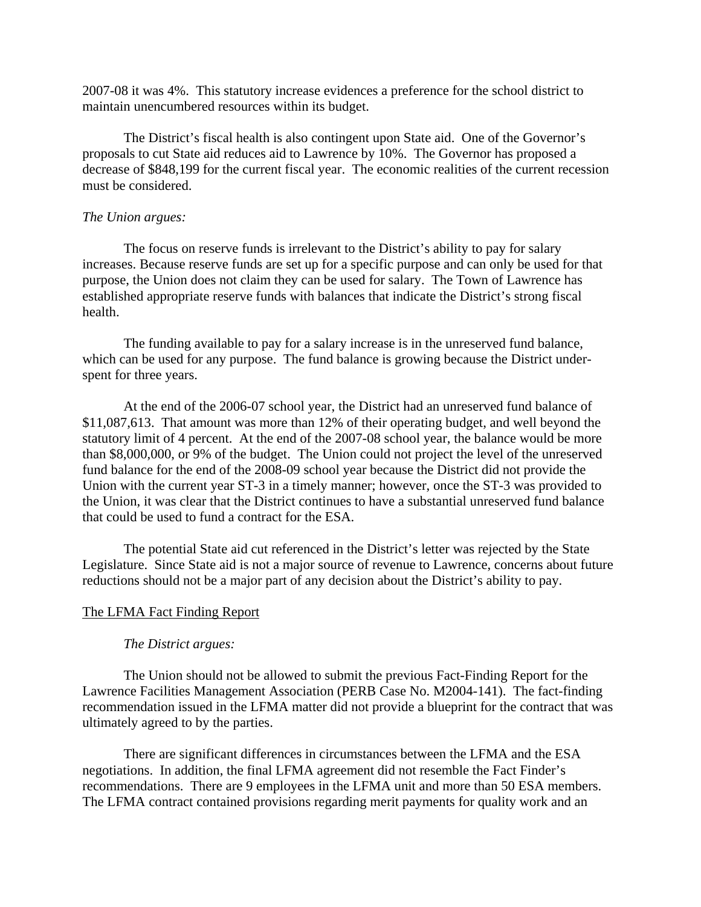2007-08 it was 4%. This statutory increase evidences a preference for the school district to maintain unencumbered resources within its budget.

The District's fiscal health is also contingent upon State aid. One of the Governor's proposals to cut State aid reduces aid to Lawrence by 10%. The Governor has proposed a decrease of $848,199 for the current fiscal year. The economic realities of the current recession must be considered.

*The Union argues:*

The focus on reserve funds is irrelevant to the District's ability to pay for salary increases. Because reserve funds are set up for a specific purpose and can only be used for that purpose, the Union does not claim they can be used for salary. The Town of Lawrence has established appropriate reserve funds with balances that indicate the District's strong fiscal health.

The funding available to pay for a salary increase is in the unreserved fund balance, which can be used for any purpose. The fund balance is growing because the District under-spent for three years.

At the end of the 2006-07 school year, the District had an unreserved fund balance of $11,087,613. That amount was more than 12% of their operating budget, and well beyond the statutory limit of 4 percent. At the end of the 2007-08 school year, the balance would be more than $8,000,000, or 9% of the budget. The Union could not project the level of the unreserved fund balance for the end of the 2008-09 school year because the District did not provide the Union with the current year ST-3 in a timely manner; however, once the ST-3 was provided to the Union, it was clear that the District continues to have a substantial unreserved fund balance that could be used to fund a contract for the ESA.

The potential State aid cut referenced in the District's letter was rejected by the State Legislature. Since State aid is not a major source of revenue to Lawrence, concerns about future reductions should not be a major part of any decision about the District's ability to pay.

<u>The LFMA Fact Finding Report</u>

*The District argues:*

The Union should not be allowed to submit the previous Fact-Finding Report for the Lawrence Facilities Management Association (PERB Case No. M2004-141). The fact-finding recommendation issued in the LFMA matter did not provide a blueprint for the contract that was ultimately agreed to by the parties.

There are significant differences in circumstances between the LFMA and the ESA negotiations. In addition, the final LFMA agreement did not resemble the Fact Finder's recommendations. There are 9 employees in the LFMA unit and more than 50 ESA members. The LFMA contract contained provisions regarding merit payments for quality work and an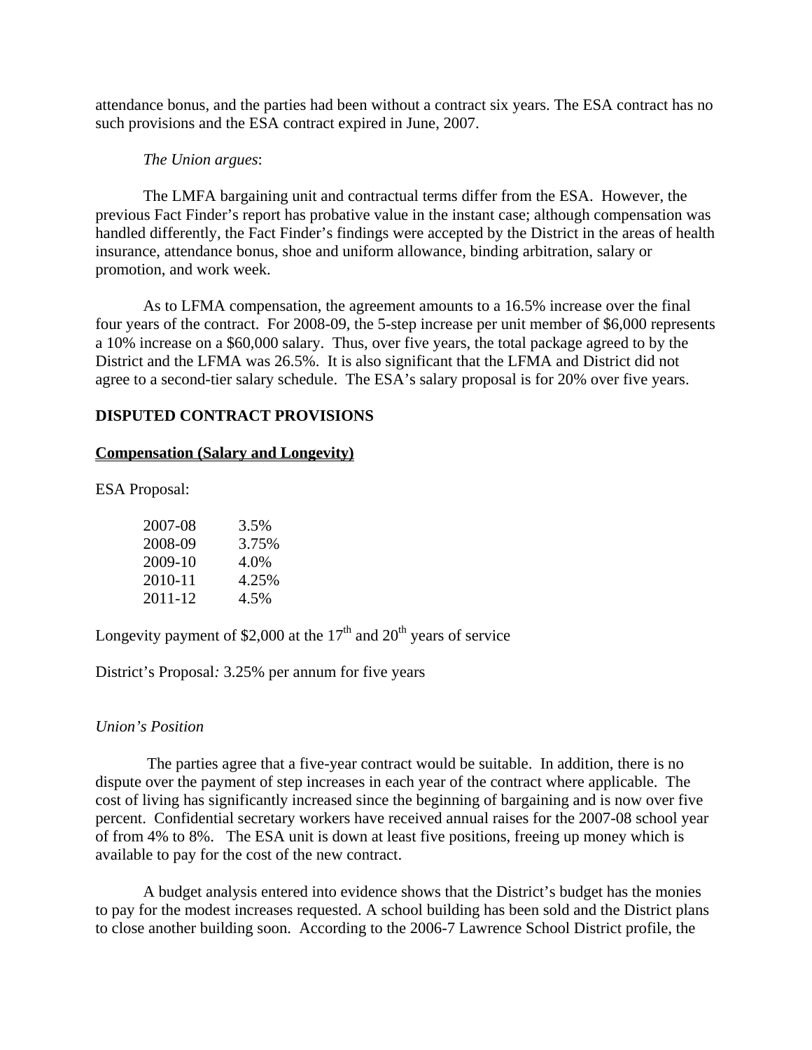attendance bonus, and the parties had been without a contract six years. The ESA contract has no such provisions and the ESA contract expired in June, 2007.

*The Union argues*:

The LMFA bargaining unit and contractual terms differ from the ESA. However, the previous Fact Finder's report has probative value in the instant case; although compensation was handled differently, the Fact Finder's findings were accepted by the District in the areas of health insurance, attendance bonus, shoe and uniform allowance, binding arbitration, salary or promotion, and work week.

As to LFMA compensation, the agreement amounts to a 16.5% increase over the final four years of the contract. For 2008-09, the 5-step increase per unit member of $6,000 represents a 10% increase on a $60,000 salary. Thus, over five years, the total package agreed to by the District and the LFMA was 26.5%. It is also significant that the LFMA and District did not agree to a second-tier salary schedule. The ESA's salary proposal is for 20% over five years.

## DISPUTED CONTRACT PROVISIONS

### Compensation (Salary and Longevity)

ESA Proposal:

| | |
|---|---|
| 2007-08 | 3.5% |
| 2008-09 | 3.75% |
| 2009-10 | 4.0% |
| 2010-11 | 4.25% |
| 2011-12 | 4.5% |

Longevity payment of $2,000 at the 17th and 20th years of service

District's Proposal*:* 3.25% per annum for five years

*Union's Position*

The parties agree that a five-year contract would be suitable. In addition, there is no dispute over the payment of step increases in each year of the contract where applicable. The cost of living has significantly increased since the beginning of bargaining and is now over five percent. Confidential secretary workers have received annual raises for the 2007-08 school year of from 4% to 8%. The ESA unit is down at least five positions, freeing up money which is available to pay for the cost of the new contract.

A budget analysis entered into evidence shows that the District's budget has the monies to pay for the modest increases requested. A school building has been sold and the District plans to close another building soon. According to the 2006-7 Lawrence School District profile, the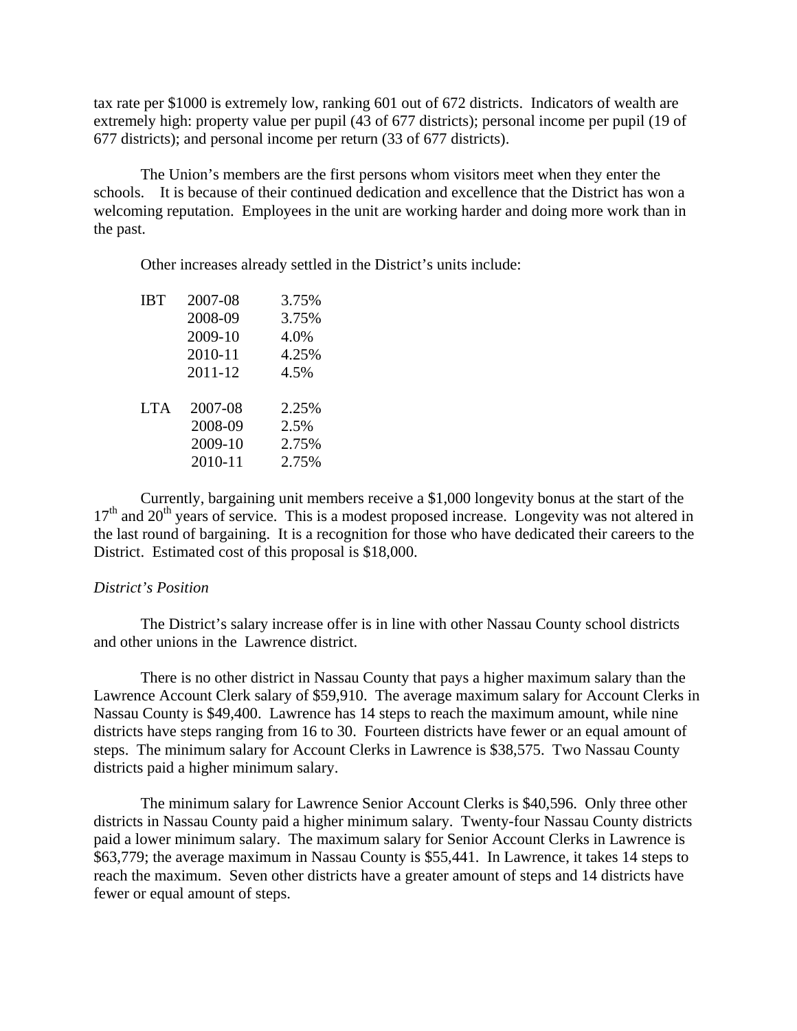tax rate per $1000 is extremely low, ranking 601 out of 672 districts. Indicators of wealth are extremely high: property value per pupil (43 of 677 districts); personal income per pupil (19 of 677 districts); and personal income per return (33 of 677 districts).

The Union's members are the first persons whom visitors meet when they enter the schools. It is because of their continued dedication and excellence that the District has won a welcoming reputation. Employees in the unit are working harder and doing more work than in the past.

Other increases already settled in the District's units include:

| | | |
|---|---|---|
| IBT | 2007-08 | 3.75% |
| | 2008-09 | 3.75% |
| | 2009-10 | 4.0% |
| | 2010-11 | 4.25% |
| | 2011-12 | 4.5% |
| LTA | 2007-08 | 2.25% |
| | 2008-09 | 2.5% |
| | 2009-10 | 2.75% |
| | 2010-11 | 2.75% |

Currently, bargaining unit members receive a $1,000 longevity bonus at the start of the 17th and 20th years of service. This is a modest proposed increase. Longevity was not altered in the last round of bargaining. It is a recognition for those who have dedicated their careers to the District. Estimated cost of this proposal is $18,000.

*District's Position*

The District's salary increase offer is in line with other Nassau County school districts and other unions in the Lawrence district.

There is no other district in Nassau County that pays a higher maximum salary than the Lawrence Account Clerk salary of $59,910. The average maximum salary for Account Clerks in Nassau County is $49,400. Lawrence has 14 steps to reach the maximum amount, while nine districts have steps ranging from 16 to 30. Fourteen districts have fewer or an equal amount of steps. The minimum salary for Account Clerks in Lawrence is $38,575. Two Nassau County districts paid a higher minimum salary.

The minimum salary for Lawrence Senior Account Clerks is $40,596. Only three other districts in Nassau County paid a higher minimum salary. Twenty-four Nassau County districts paid a lower minimum salary. The maximum salary for Senior Account Clerks in Lawrence is $63,779; the average maximum in Nassau County is $55,441. In Lawrence, it takes 14 steps to reach the maximum. Seven other districts have a greater amount of steps and 14 districts have fewer or equal amount of steps.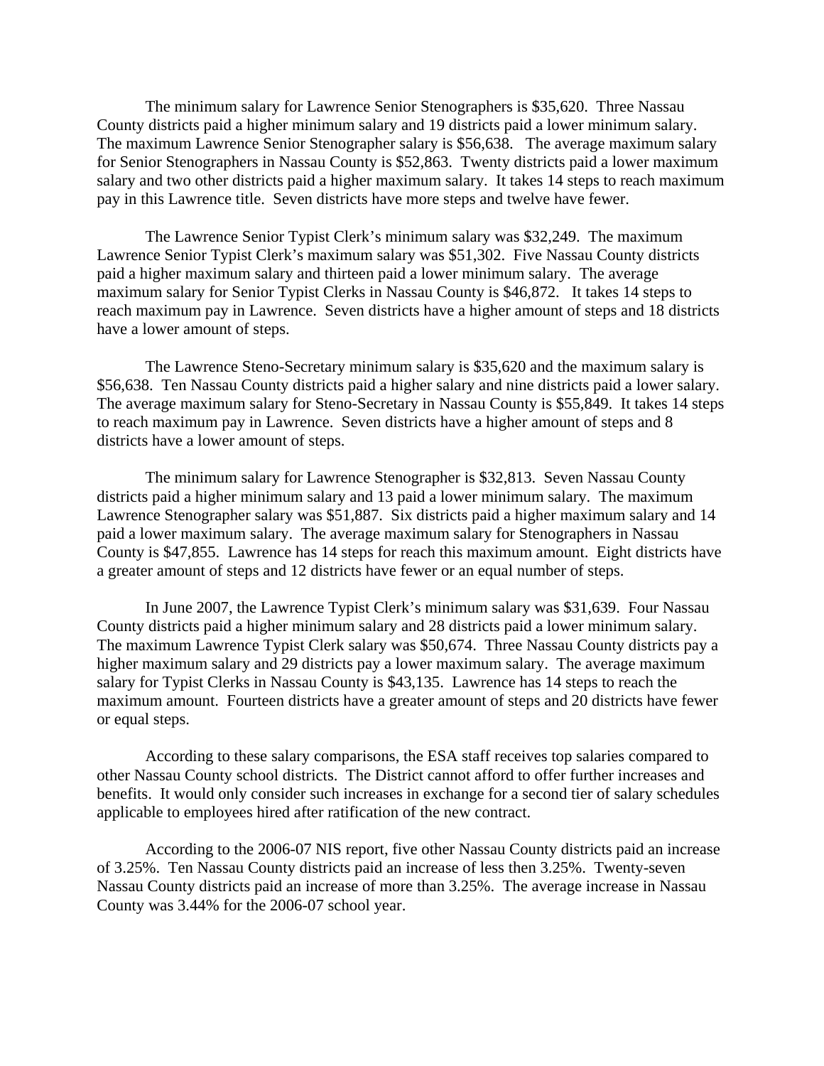The minimum salary for Lawrence Senior Stenographers is $35,620. Three Nassau County districts paid a higher minimum salary and 19 districts paid a lower minimum salary. The maximum Lawrence Senior Stenographer salary is $56,638. The average maximum salary for Senior Stenographers in Nassau County is $52,863. Twenty districts paid a lower maximum salary and two other districts paid a higher maximum salary. It takes 14 steps to reach maximum pay in this Lawrence title. Seven districts have more steps and twelve have fewer.

The Lawrence Senior Typist Clerk's minimum salary was $32,249. The maximum Lawrence Senior Typist Clerk's maximum salary was $51,302. Five Nassau County districts paid a higher maximum salary and thirteen paid a lower minimum salary. The average maximum salary for Senior Typist Clerks in Nassau County is $46,872. It takes 14 steps to reach maximum pay in Lawrence. Seven districts have a higher amount of steps and 18 districts have a lower amount of steps.

The Lawrence Steno-Secretary minimum salary is $35,620 and the maximum salary is $56,638. Ten Nassau County districts paid a higher salary and nine districts paid a lower salary. The average maximum salary for Steno-Secretary in Nassau County is $55,849. It takes 14 steps to reach maximum pay in Lawrence. Seven districts have a higher amount of steps and 8 districts have a lower amount of steps.

The minimum salary for Lawrence Stenographer is $32,813. Seven Nassau County districts paid a higher minimum salary and 13 paid a lower minimum salary. The maximum Lawrence Stenographer salary was $51,887. Six districts paid a higher maximum salary and 14 paid a lower maximum salary. The average maximum salary for Stenographers in Nassau County is $47,855. Lawrence has 14 steps for reach this maximum amount. Eight districts have a greater amount of steps and 12 districts have fewer or an equal number of steps.

In June 2007, the Lawrence Typist Clerk's minimum salary was $31,639. Four Nassau County districts paid a higher minimum salary and 28 districts paid a lower minimum salary. The maximum Lawrence Typist Clerk salary was $50,674. Three Nassau County districts pay a higher maximum salary and 29 districts pay a lower maximum salary. The average maximum salary for Typist Clerks in Nassau County is $43,135. Lawrence has 14 steps to reach the maximum amount. Fourteen districts have a greater amount of steps and 20 districts have fewer or equal steps.

According to these salary comparisons, the ESA staff receives top salaries compared to other Nassau County school districts. The District cannot afford to offer further increases and benefits. It would only consider such increases in exchange for a second tier of salary schedules applicable to employees hired after ratification of the new contract.

According to the 2006-07 NIS report, five other Nassau County districts paid an increase of 3.25%. Ten Nassau County districts paid an increase of less then 3.25%. Twenty-seven Nassau County districts paid an increase of more than 3.25%. The average increase in Nassau County was 3.44% for the 2006-07 school year.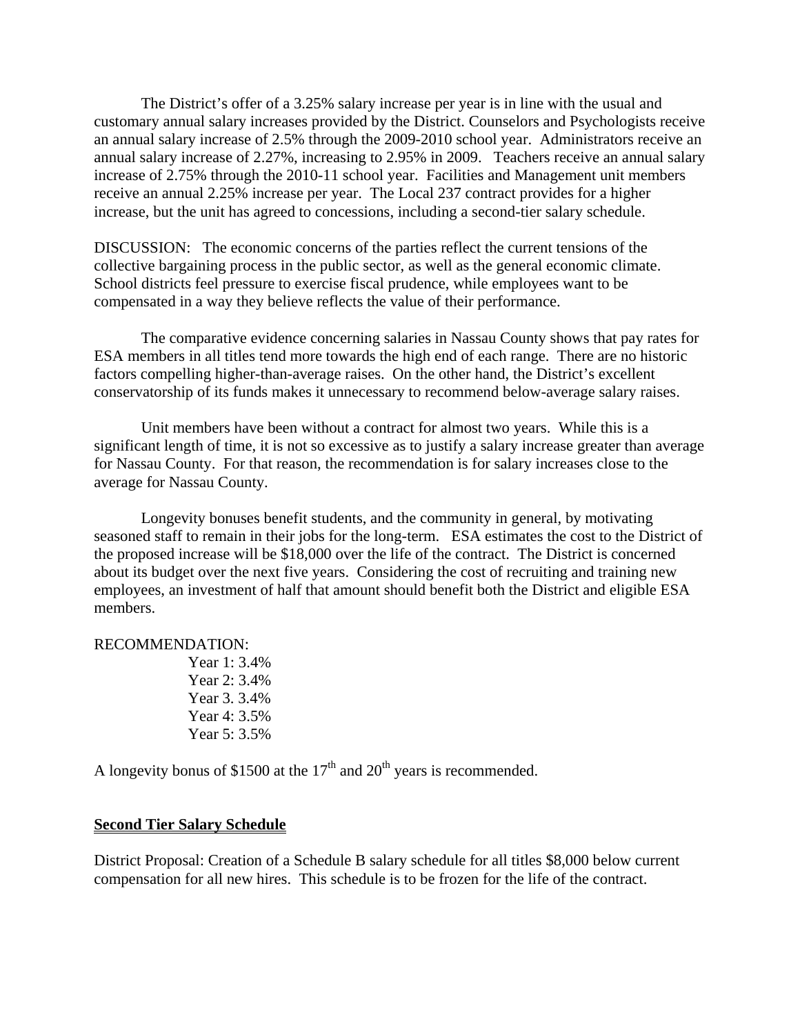The District's offer of a 3.25% salary increase per year is in line with the usual and customary annual salary increases provided by the District. Counselors and Psychologists receive an annual salary increase of 2.5% through the 2009-2010 school year. Administrators receive an annual salary increase of 2.27%, increasing to 2.95% in 2009. Teachers receive an annual salary increase of 2.75% through the 2010-11 school year. Facilities and Management unit members receive an annual 2.25% increase per year. The Local 237 contract provides for a higher increase, but the unit has agreed to concessions, including a second-tier salary schedule.

DISCUSSION: The economic concerns of the parties reflect the current tensions of the collective bargaining process in the public sector, as well as the general economic climate. School districts feel pressure to exercise fiscal prudence, while employees want to be compensated in a way they believe reflects the value of their performance.

The comparative evidence concerning salaries in Nassau County shows that pay rates for ESA members in all titles tend more towards the high end of each range. There are no historic factors compelling higher-than-average raises. On the other hand, the District's excellent conservatorship of its funds makes it unnecessary to recommend below-average salary raises.

Unit members have been without a contract for almost two years. While this is a significant length of time, it is not so excessive as to justify a salary increase greater than average for Nassau County. For that reason, the recommendation is for salary increases close to the average for Nassau County.

Longevity bonuses benefit students, and the community in general, by motivating seasoned staff to remain in their jobs for the long-term. ESA estimates the cost to the District of the proposed increase will be $18,000 over the life of the contract. The District is concerned about its budget over the next five years. Considering the cost of recruiting and training new employees, an investment of half that amount should benefit both the District and eligible ESA members.

RECOMMENDATION:

Year 1: 3.4%
Year 2: 3.4%
Year 3. 3.4%
Year 4: 3.5%
Year 5: 3.5%

A longevity bonus of $1500 at the 17th and 20th years is recommended.

## Second Tier Salary Schedule

District Proposal: Creation of a Schedule B salary schedule for all titles $8,000 below current compensation for all new hires. This schedule is to be frozen for the life of the contract.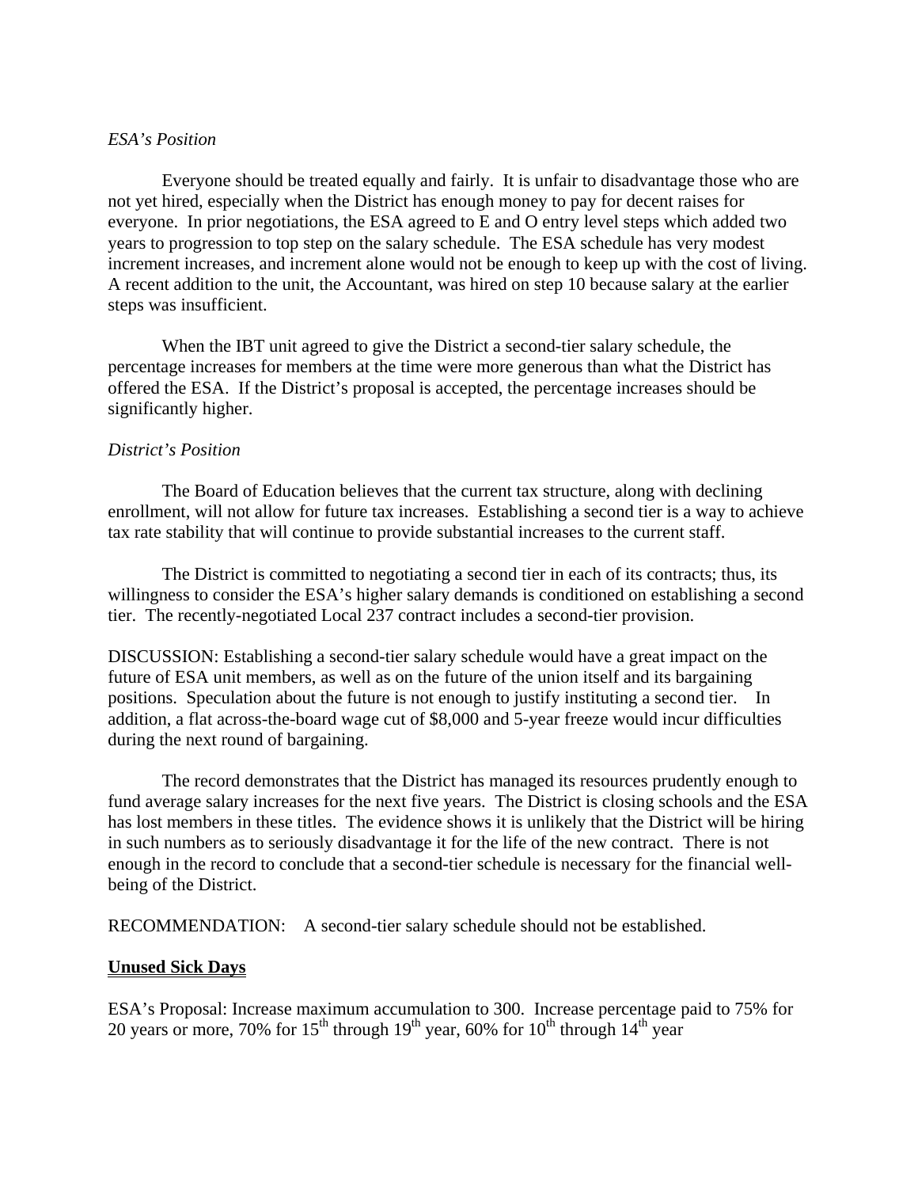*ESA's Position*

Everyone should be treated equally and fairly. It is unfair to disadvantage those who are not yet hired, especially when the District has enough money to pay for decent raises for everyone. In prior negotiations, the ESA agreed to E and O entry level steps which added two years to progression to top step on the salary schedule. The ESA schedule has very modest increment increases, and increment alone would not be enough to keep up with the cost of living. A recent addition to the unit, the Accountant, was hired on step 10 because salary at the earlier steps was insufficient.

When the IBT unit agreed to give the District a second-tier salary schedule, the percentage increases for members at the time were more generous than what the District has offered the ESA. If the District's proposal is accepted, the percentage increases should be significantly higher.

*District's Position*

The Board of Education believes that the current tax structure, along with declining enrollment, will not allow for future tax increases. Establishing a second tier is a way to achieve tax rate stability that will continue to provide substantial increases to the current staff.

The District is committed to negotiating a second tier in each of its contracts; thus, its willingness to consider the ESA's higher salary demands is conditioned on establishing a second tier. The recently-negotiated Local 237 contract includes a second-tier provision.

DISCUSSION: Establishing a second-tier salary schedule would have a great impact on the future of ESA unit members, as well as on the future of the union itself and its bargaining positions. Speculation about the future is not enough to justify instituting a second tier. In addition, a flat across-the-board wage cut of $8,000 and 5-year freeze would incur difficulties during the next round of bargaining.

The record demonstrates that the District has managed its resources prudently enough to fund average salary increases for the next five years. The District is closing schools and the ESA has lost members in these titles. The evidence shows it is unlikely that the District will be hiring in such numbers as to seriously disadvantage it for the life of the new contract. There is not enough in the record to conclude that a second-tier schedule is necessary for the financial well-being of the District.

RECOMMENDATION: A second-tier salary schedule should not be established.

## Unused Sick Days

ESA's Proposal: Increase maximum accumulation to 300. Increase percentage paid to 75% for 20 years or more, 70% for 15th through 19th year, 60% for 10th through 14th year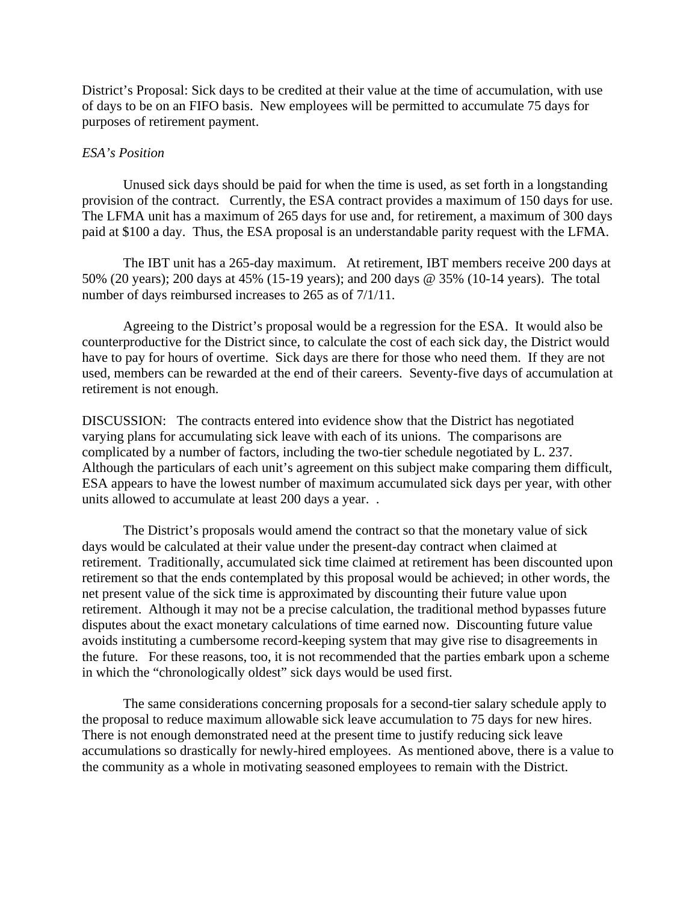District's Proposal: Sick days to be credited at their value at the time of accumulation, with use of days to be on an FIFO basis. New employees will be permitted to accumulate 75 days for purposes of retirement payment.

*ESA's Position*

Unused sick days should be paid for when the time is used, as set forth in a longstanding provision of the contract. Currently, the ESA contract provides a maximum of 150 days for use. The LFMA unit has a maximum of 265 days for use and, for retirement, a maximum of 300 days paid at $100 a day. Thus, the ESA proposal is an understandable parity request with the LFMA.

The IBT unit has a 265-day maximum. At retirement, IBT members receive 200 days at 50% (20 years); 200 days at 45% (15-19 years); and 200 days @ 35% (10-14 years). The total number of days reimbursed increases to 265 as of 7/1/11.

Agreeing to the District's proposal would be a regression for the ESA. It would also be counterproductive for the District since, to calculate the cost of each sick day, the District would have to pay for hours of overtime. Sick days are there for those who need them. If they are not used, members can be rewarded at the end of their careers. Seventy-five days of accumulation at retirement is not enough.

DISCUSSION: The contracts entered into evidence show that the District has negotiated varying plans for accumulating sick leave with each of its unions. The comparisons are complicated by a number of factors, including the two-tier schedule negotiated by L. 237. Although the particulars of each unit's agreement on this subject make comparing them difficult, ESA appears to have the lowest number of maximum accumulated sick days per year, with other units allowed to accumulate at least 200 days a year. .

The District's proposals would amend the contract so that the monetary value of sick days would be calculated at their value under the present-day contract when claimed at retirement. Traditionally, accumulated sick time claimed at retirement has been discounted upon retirement so that the ends contemplated by this proposal would be achieved; in other words, the net present value of the sick time is approximated by discounting their future value upon retirement. Although it may not be a precise calculation, the traditional method bypasses future disputes about the exact monetary calculations of time earned now. Discounting future value avoids instituting a cumbersome record-keeping system that may give rise to disagreements in the future. For these reasons, too, it is not recommended that the parties embark upon a scheme in which the "chronologically oldest" sick days would be used first.

The same considerations concerning proposals for a second-tier salary schedule apply to the proposal to reduce maximum allowable sick leave accumulation to 75 days for new hires. There is not enough demonstrated need at the present time to justify reducing sick leave accumulations so drastically for newly-hired employees. As mentioned above, there is a value to the community as a whole in motivating seasoned employees to remain with the District.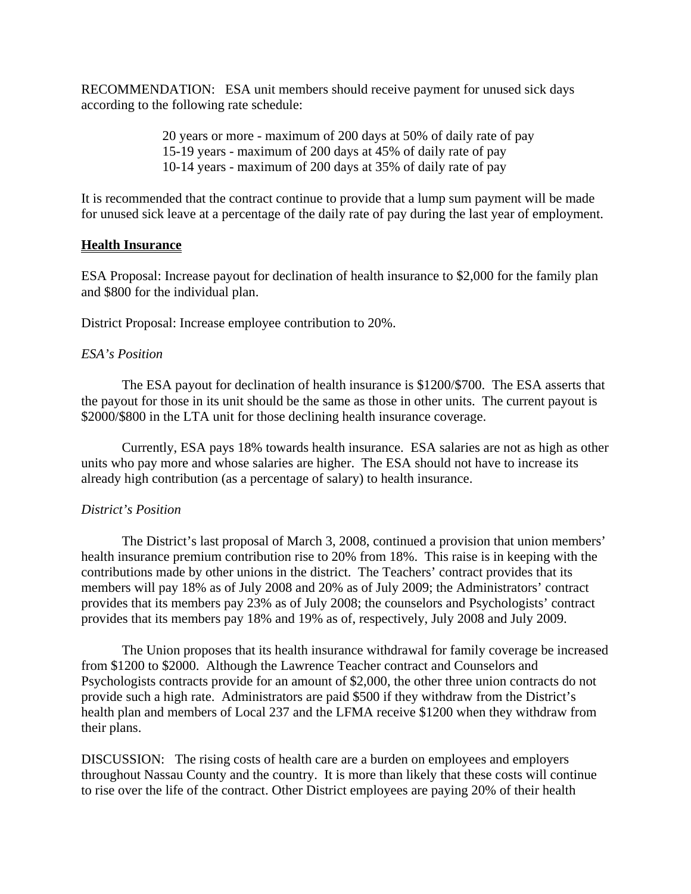RECOMMENDATION: ESA unit members should receive payment for unused sick days according to the following rate schedule:

20 years or more - maximum of 200 days at 50% of daily rate of pay
15-19 years - maximum of 200 days at 45% of daily rate of pay
10-14 years - maximum of 200 days at 35% of daily rate of pay

It is recommended that the contract continue to provide that a lump sum payment will be made for unused sick leave at a percentage of the daily rate of pay during the last year of employment.

## Health Insurance

ESA Proposal: Increase payout for declination of health insurance to $2,000 for the family plan and $800 for the individual plan.

District Proposal: Increase employee contribution to 20%.

*ESA's Position*

The ESA payout for declination of health insurance is $1200/$700. The ESA asserts that the payout for those in its unit should be the same as those in other units. The current payout is $2000/$800 in the LTA unit for those declining health insurance coverage.

Currently, ESA pays 18% towards health insurance. ESA salaries are not as high as other units who pay more and whose salaries are higher. The ESA should not have to increase its already high contribution (as a percentage of salary) to health insurance.

*District's Position*

The District's last proposal of March 3, 2008, continued a provision that union members' health insurance premium contribution rise to 20% from 18%. This raise is in keeping with the contributions made by other unions in the district. The Teachers' contract provides that its members will pay 18% as of July 2008 and 20% as of July 2009; the Administrators' contract provides that its members pay 23% as of July 2008; the counselors and Psychologists' contract provides that its members pay 18% and 19% as of, respectively, July 2008 and July 2009.

The Union proposes that its health insurance withdrawal for family coverage be increased from $1200 to $2000. Although the Lawrence Teacher contract and Counselors and Psychologists contracts provide for an amount of $2,000, the other three union contracts do not provide such a high rate. Administrators are paid $500 if they withdraw from the District's health plan and members of Local 237 and the LFMA receive $1200 when they withdraw from their plans.

DISCUSSION: The rising costs of health care are a burden on employees and employers throughout Nassau County and the country. It is more than likely that these costs will continue to rise over the life of the contract. Other District employees are paying 20% of their health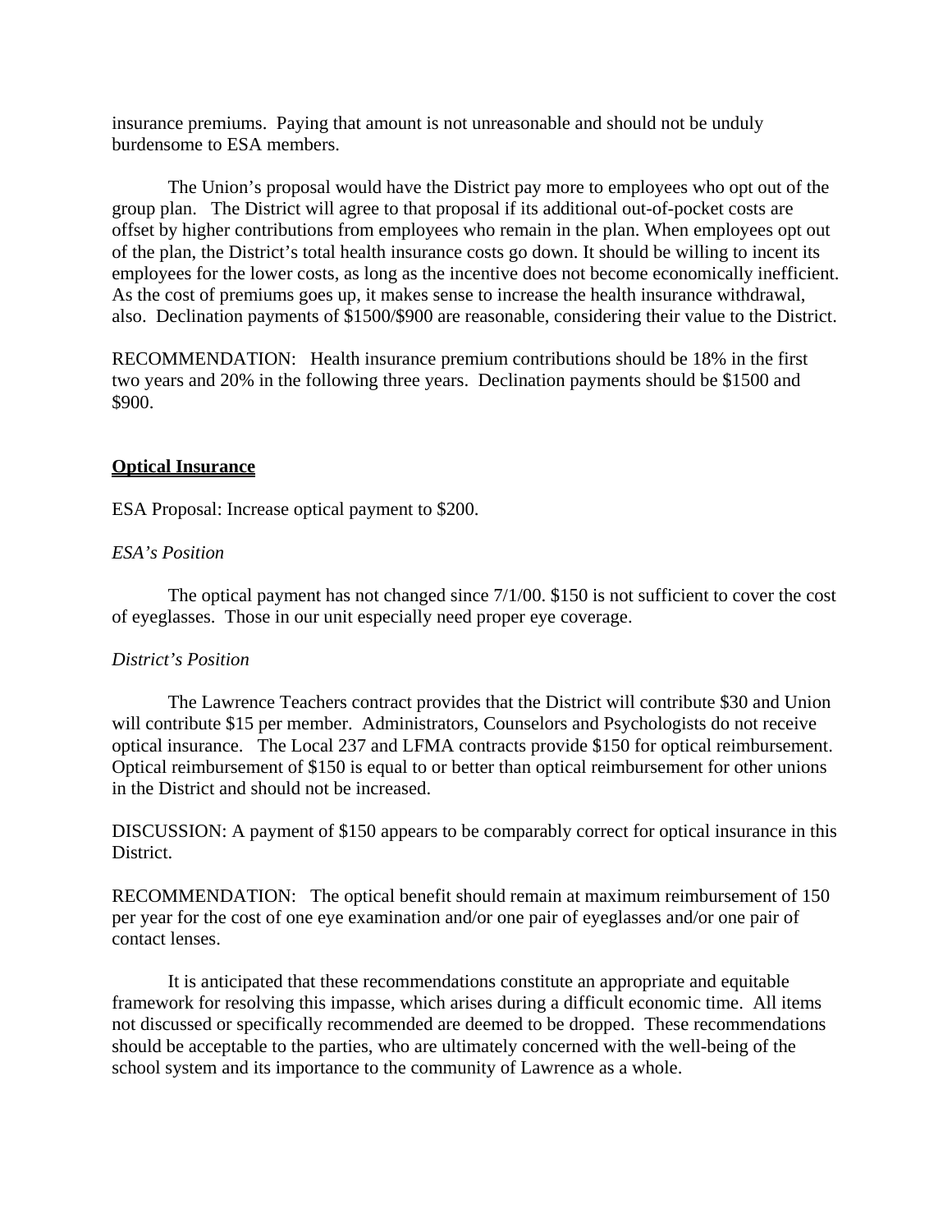insurance premiums. Paying that amount is not unreasonable and should not be unduly burdensome to ESA members.

The Union's proposal would have the District pay more to employees who opt out of the group plan. The District will agree to that proposal if its additional out-of-pocket costs are offset by higher contributions from employees who remain in the plan. When employees opt out of the plan, the District's total health insurance costs go down. It should be willing to incent its employees for the lower costs, as long as the incentive does not become economically inefficient. As the cost of premiums goes up, it makes sense to increase the health insurance withdrawal, also. Declination payments of $1500/$900 are reasonable, considering their value to the District.

RECOMMENDATION: Health insurance premium contributions should be 18% in the first two years and 20% in the following three years. Declination payments should be $1500 and $900.

## Optical Insurance

ESA Proposal: Increase optical payment to $200.

*ESA's Position*

The optical payment has not changed since 7/1/00. $150 is not sufficient to cover the cost of eyeglasses. Those in our unit especially need proper eye coverage.

*District's Position*

The Lawrence Teachers contract provides that the District will contribute $30 and Union will contribute $15 per member. Administrators, Counselors and Psychologists do not receive optical insurance. The Local 237 and LFMA contracts provide $150 for optical reimbursement. Optical reimbursement of $150 is equal to or better than optical reimbursement for other unions in the District and should not be increased.

DISCUSSION: A payment of $150 appears to be comparably correct for optical insurance in this District.

RECOMMENDATION: The optical benefit should remain at maximum reimbursement of 150 per year for the cost of one eye examination and/or one pair of eyeglasses and/or one pair of contact lenses.

It is anticipated that these recommendations constitute an appropriate and equitable framework for resolving this impasse, which arises during a difficult economic time. All items not discussed or specifically recommended are deemed to be dropped. These recommendations should be acceptable to the parties, who are ultimately concerned with the well-being of the school system and its importance to the community of Lawrence as a whole.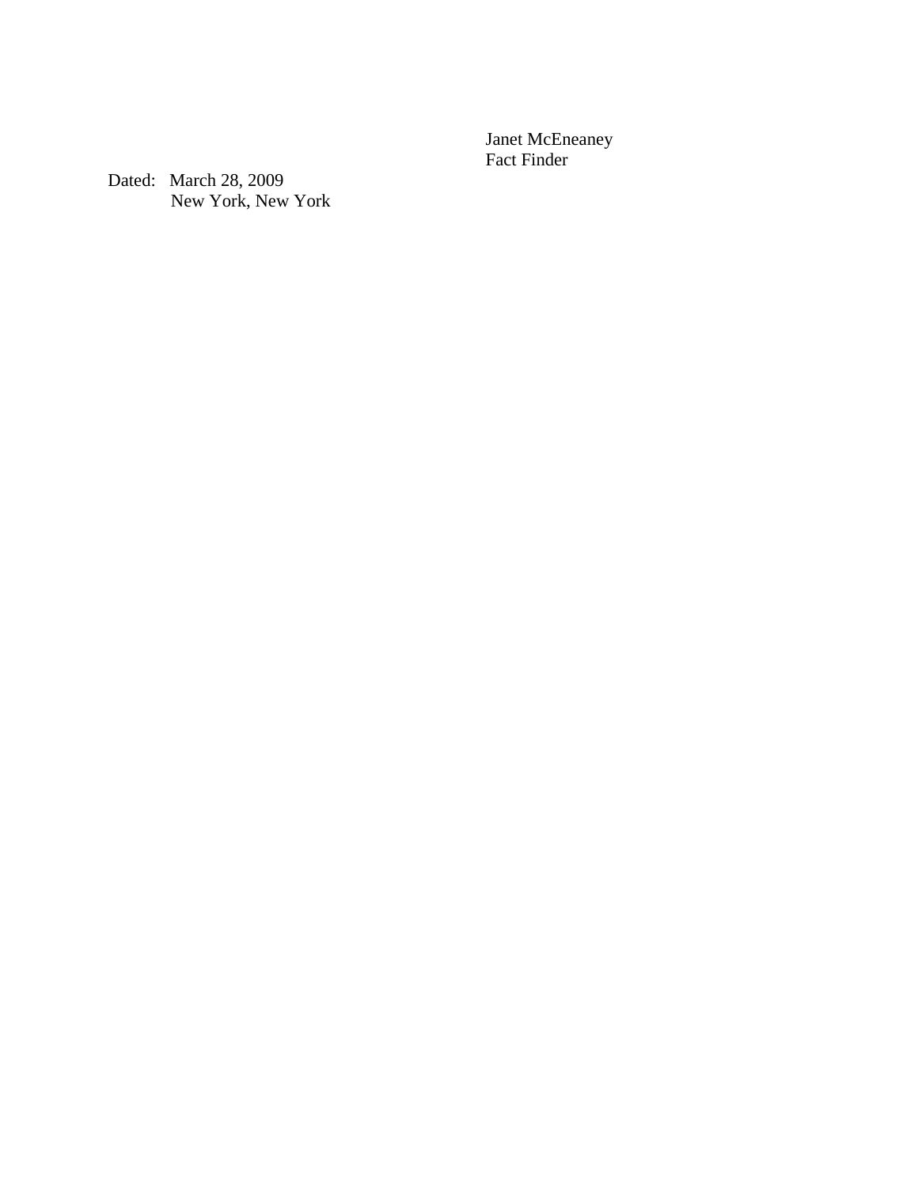Janet McEneaney
Fact Finder

Dated: March 28, 2009
New York, New York